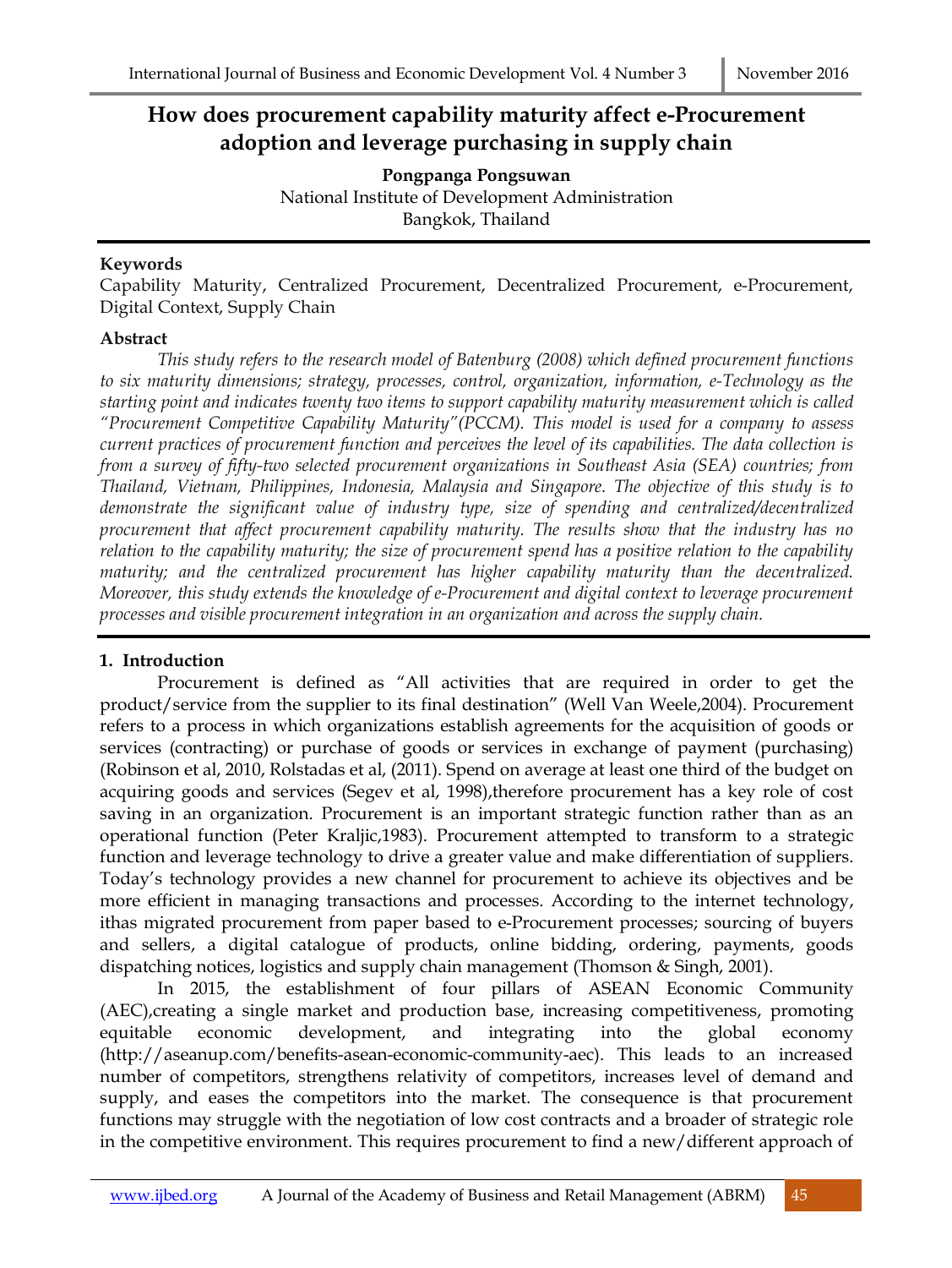# How does procurement capability maturity affect e-Procurement adoption and leverage purchasing in supply chain

**Pongpanga Pongsuwan**
National Institute of Development Administration
Bangkok, Thailand

### Keywords

Capability Maturity, Centralized Procurement, Decentralized Procurement, e-Procurement, Digital Context, Supply Chain

### Abstract

*This study refers to the research model of Batenburg (2008) which defined procurement functions to six maturity dimensions; strategy, processes, control, organization, information, e-Technology as the starting point and indicates twenty two items to support capability maturity measurement which is called "Procurement Competitive Capability Maturity"(PCCM). This model is used for a company to assess current practices of procurement function and perceives the level of its capabilities. The data collection is from a survey of fifty-two selected procurement organizations in Southeast Asia (SEA) countries; from Thailand, Vietnam, Philippines, Indonesia, Malaysia and Singapore. The objective of this study is to demonstrate the significant value of industry type, size of spending and centralized/decentralized procurement that affect procurement capability maturity. The results show that the industry has no relation to the capability maturity; the size of procurement spend has a positive relation to the capability maturity; and the centralized procurement has higher capability maturity than the decentralized. Moreover, this study extends the knowledge of e-Procurement and digital context to leverage procurement processes and visible procurement integration in an organization and across the supply chain.*

## 1. Introduction

Procurement is defined as "All activities that are required in order to get the product/service from the supplier to its final destination" (Well Van Weele,2004). Procurement refers to a process in which organizations establish agreements for the acquisition of goods or services (contracting) or purchase of goods or services in exchange of payment (purchasing) (Robinson et al, 2010, Rolstadas et al, (2011). Spend on average at least one third of the budget on acquiring goods and services (Segev et al, 1998),therefore procurement has a key role of cost saving in an organization. Procurement is an important strategic function rather than as an operational function (Peter Kraljic,1983). Procurement attempted to transform to a strategic function and leverage technology to drive a greater value and make differentiation of suppliers. Today's technology provides a new channel for procurement to achieve its objectives and be more efficient in managing transactions and processes. According to the internet technology, ithas migrated procurement from paper based to e-Procurement processes; sourcing of buyers and sellers, a digital catalogue of products, online bidding, ordering, payments, goods dispatching notices, logistics and supply chain management (Thomson & Singh, 2001).

In 2015, the establishment of four pillars of ASEAN Economic Community (AEC),creating a single market and production base, increasing competitiveness, promoting equitable economic development, and integrating into the global economy (http://aseanup.com/benefits-asean-economic-community-aec). This leads to an increased number of competitors, strengthens relativity of competitors, increases level of demand and supply, and eases the competitors into the market. The consequence is that procurement functions may struggle with the negotiation of low cost contracts and a broader of strategic role in the competitive environment. This requires procurement to find a new/different approach of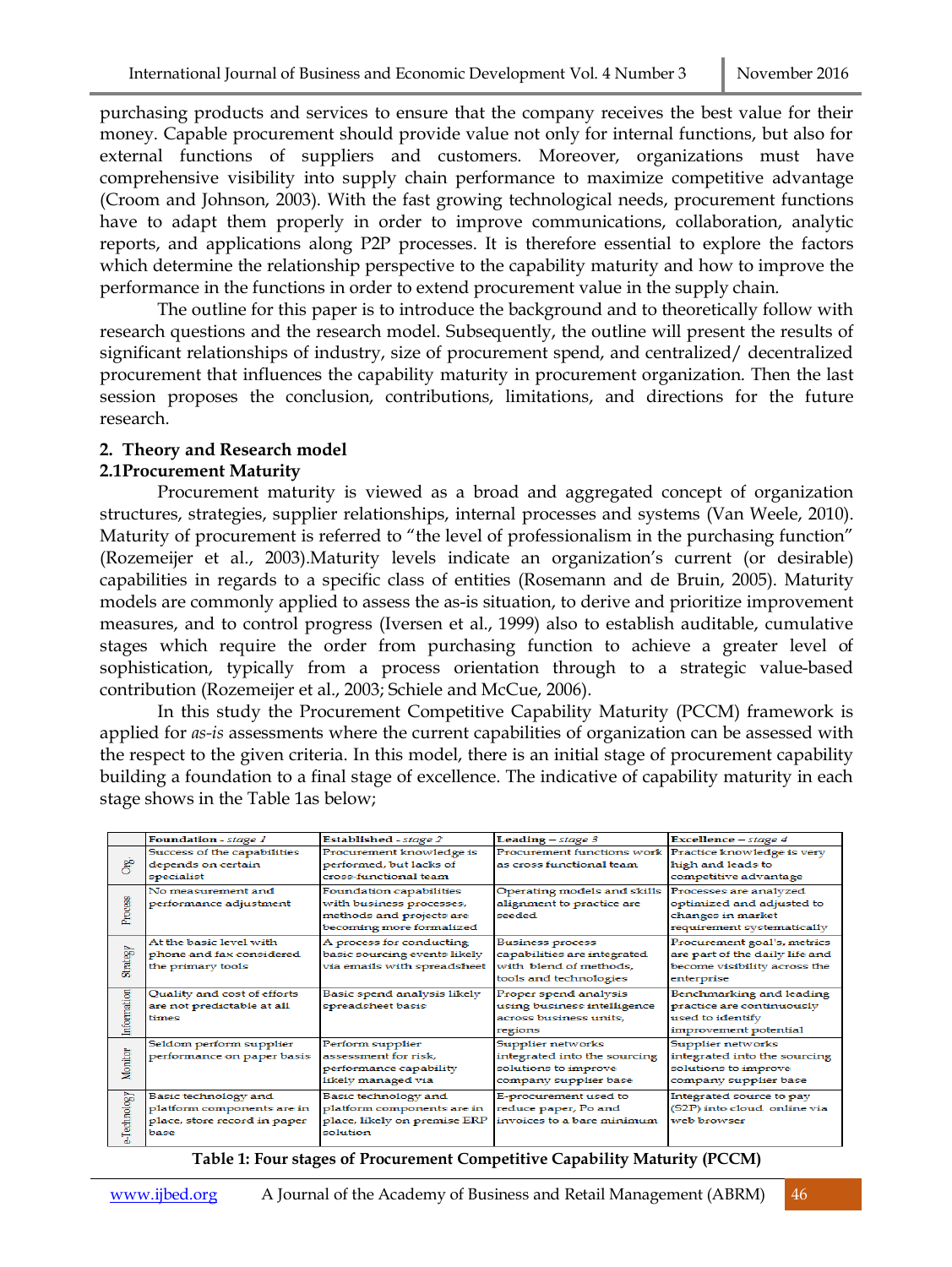purchasing products and services to ensure that the company receives the best value for their money. Capable procurement should provide value not only for internal functions, but also for external functions of suppliers and customers. Moreover, organizations must have comprehensive visibility into supply chain performance to maximize competitive advantage (Croom and Johnson, 2003). With the fast growing technological needs, procurement functions have to adapt them properly in order to improve communications, collaboration, analytic reports, and applications along P2P processes. It is therefore essential to explore the factors which determine the relationship perspective to the capability maturity and how to improve the performance in the functions in order to extend procurement value in the supply chain.

The outline for this paper is to introduce the background and to theoretically follow with research questions and the research model. Subsequently, the outline will present the results of significant relationships of industry, size of procurement spend, and centralized/ decentralized procurement that influences the capability maturity in procurement organization. Then the last session proposes the conclusion, contributions, limitations, and directions for the future research.

## 2. Theory and Research model

### 2.1Procurement Maturity

Procurement maturity is viewed as a broad and aggregated concept of organization structures, strategies, supplier relationships, internal processes and systems (Van Weele, 2010). Maturity of procurement is referred to "the level of professionalism in the purchasing function" (Rozemeijer et al., 2003).Maturity levels indicate an organization's current (or desirable) capabilities in regards to a specific class of entities (Rosemann and de Bruin, 2005). Maturity models are commonly applied to assess the as-is situation, to derive and prioritize improvement measures, and to control progress (Iversen et al., 1999) also to establish auditable, cumulative stages which require the order from purchasing function to achieve a greater level of sophistication, typically from a process orientation through to a strategic value-based contribution (Rozemeijer et al., 2003; Schiele and McCue, 2006).

In this study the Procurement Competitive Capability Maturity (PCCM) framework is applied for *as-is* assessments where the current capabilities of organization can be assessed with the respect to the given criteria. In this model, there is an initial stage of procurement capability building a foundation to a final stage of excellence. The indicative of capability maturity in each stage shows in the Table 1as below;

| | **Foundation** - *stage 1* | **Established** - *stage 2* | **Leading** – *stage 3* | **Excellence** – *stage 4* |
|---|---|---|---|---|
| Org. | Success of the capabilities depends on certain specialist | Procurement knowledge is performed, but lacks of cross-functional team | Procurement functions work as cross functional team | Practice knowledge is very high and leads to competitive advantage |
| Process | No measurement and performance adjustment | Foundation capabilities with business processes, methods and projects are becoming more formalized | Operating models and skills alignment to practice are seeded | Processes are analyzed optimized and adjusted to changes in market requirement systematically |
| Strategy | At the basic level with phone and fax considered the primary tools | A process for conducting basic sourcing events likely via emails with spreadsheet | Business process capabilities are integrated with blend of methods, tools and technologies | Procurement goal's, metrics are part of the daily life and become visibility across the enterprise |
| Information | Quality and cost of efforts are not predictable at all times | Basic spend analysis likely spreadsheet basis | Proper spend analysis using business intelligence across business units, regions | Benchmarking and leading practice are continuously used to identify improvement potential |
| Monitor | Seldom perform supplier performance on paper basis | Perform supplier assessment for risk, performance capability likely managed via | Supplier networks integrated into the sourcing solutions to improve company supplier base | Supplier networks integrated into the sourcing solutions to improve company supplier base |
| e-Technology | Basic technology and platform components are in place, store record in paper base | Basic technology and platform components are in place, likely on premise ERP solution | E-procurement used to reduce paper, Po and invoices to a bare minimum | Integrated source to pay (S2P) into cloud online via web browser |

**Table 1: Four stages of Procurement Competitive Capability Maturity (PCCM)**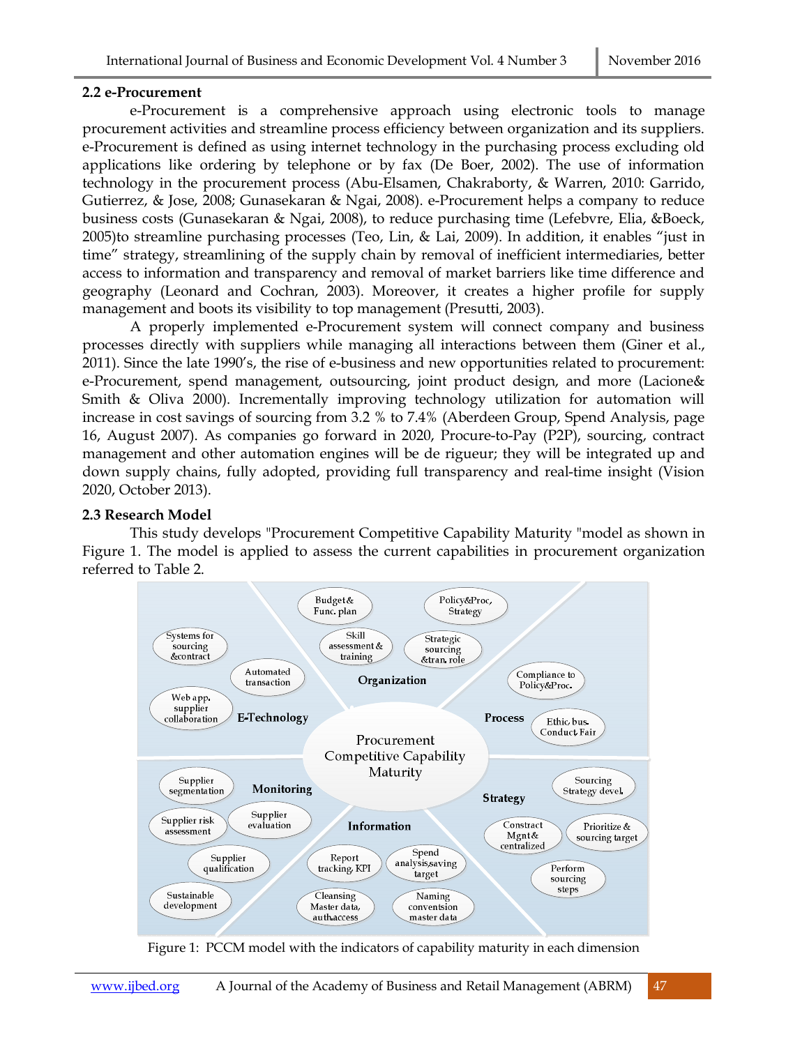### 2.2 e-Procurement

e-Procurement is a comprehensive approach using electronic tools to manage procurement activities and streamline process efficiency between organization and its suppliers. e-Procurement is defined as using internet technology in the purchasing process excluding old applications like ordering by telephone or by fax (De Boer, 2002). The use of information technology in the procurement process (Abu-Elsamen, Chakraborty, & Warren, 2010: Garrido, Gutierrez, & Jose, 2008; Gunasekaran & Ngai, 2008). e-Procurement helps a company to reduce business costs (Gunasekaran & Ngai, 2008), to reduce purchasing time (Lefebvre, Elia, &Boeck, 2005)to streamline purchasing processes (Teo, Lin, & Lai, 2009). In addition, it enables "just in time" strategy, streamlining of the supply chain by removal of inefficient intermediaries, better access to information and transparency and removal of market barriers like time difference and geography (Leonard and Cochran, 2003). Moreover, it creates a higher profile for supply management and boots its visibility to top management (Presutti, 2003).

A properly implemented e-Procurement system will connect company and business processes directly with suppliers while managing all interactions between them (Giner et al., 2011). Since the late 1990's, the rise of e-business and new opportunities related to procurement: e-Procurement, spend management, outsourcing, joint product design, and more (Lacione& Smith & Oliva 2000). Incrementally improving technology utilization for automation will increase in cost savings of sourcing from 3.2 % to 7.4% (Aberdeen Group, Spend Analysis, page 16, August 2007). As companies go forward in 2020, Procure-to-Pay (P2P), sourcing, contract management and other automation engines will be de rigueur; they will be integrated up and down supply chains, fully adopted, providing full transparency and real-time insight (Vision 2020, October 2013).

### 2.3 Research Model

This study develops "Procurement Competitive Capability Maturity "model as shown in Figure 1. The model is applied to assess the current capabilities in procurement organization referred to Table 2.

Figure 1: PCCM model with the indicators of capability maturity in each dimension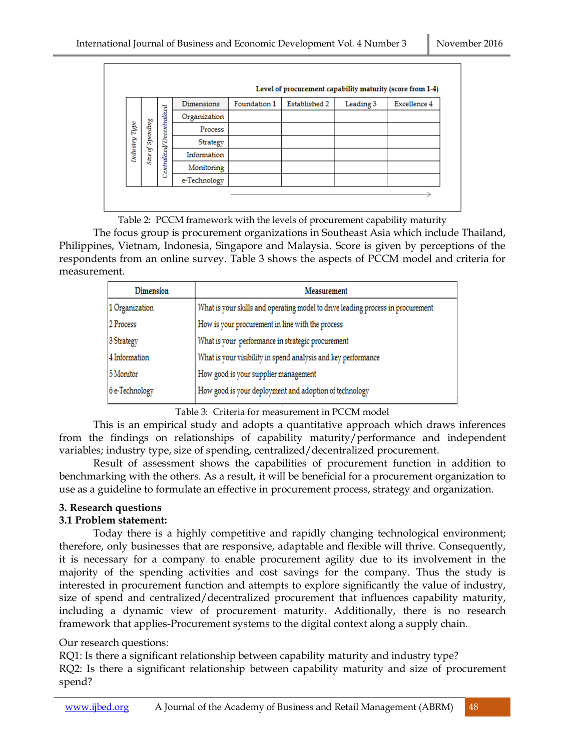| Industry Type | Size of Spending | Centralized/Decentralized | Dimensions | Foundation 1 | Established 2 | Leading 3 | Excellence 4 |
|---|---|---|---|---|---|---|---|
| | | | Organization | | | | |
| | | | Process | | | | |
| | | | Strategy | | | | |
| | | | Information | | | | |
| | | | Monitoring | | | | |
| | | | e-Technology | | | | |

Level of procurement capability maturity (score from 1-4)

Table 2: PCCM framework with the levels of procurement capability maturity

The focus group is procurement organizations in Southeast Asia which include Thailand, Philippines, Vietnam, Indonesia, Singapore and Malaysia. Score is given by perceptions of the respondents from an online survey. Table 3 shows the aspects of PCCM model and criteria for measurement.

| Dimension | Measurement |
|---|---|
| 1 Organization | What is your skills and operating model to drive leading process in procurement |
| 2 Process | How is your procurement in line with the process |
| 3 Strategy | What is your performance in strategic procurement |
| 4 Information | What is your visibility in spend analysis and key performance |
| 5 Monitor | How good is your supplier management |
| 6 e-Technology | How good is your deployment and adoption of technology |

Table 3: Criteria for measurement in PCCM model

This is an empirical study and adopts a quantitative approach which draws inferences from the findings on relationships of capability maturity/performance and independent variables; industry type, size of spending, centralized/decentralized procurement.

Result of assessment shows the capabilities of procurement function in addition to benchmarking with the others. As a result, it will be beneficial for a procurement organization to use as a guideline to formulate an effective in procurement process, strategy and organization.

## 3. Research questions

### 3.1 Problem statement:

Today there is a highly competitive and rapidly changing technological environment; therefore, only businesses that are responsive, adaptable and flexible will thrive. Consequently, it is necessary for a company to enable procurement agility due to its involvement in the majority of the spending activities and cost savings for the company. Thus the study is interested in procurement function and attempts to explore significantly the value of industry, size of spend and centralized/decentralized procurement that influences capability maturity, including a dynamic view of procurement maturity. Additionally, there is no research framework that applies-Procurement systems to the digital context along a supply chain.

Our research questions:

RQ1: Is there a significant relationship between capability maturity and industry type?

RQ2: Is there a significant relationship between capability maturity and size of procurement spend?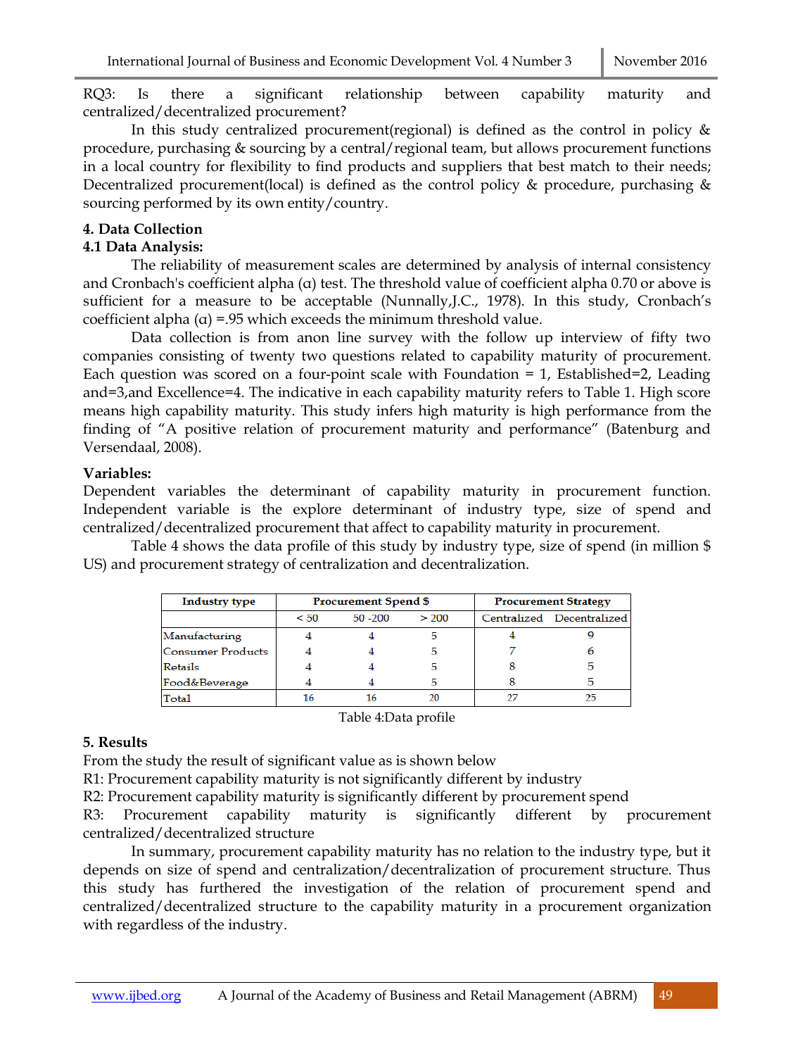RQ3: Is there a significant relationship between capability maturity and centralized/decentralized procurement?

In this study centralized procurement(regional) is defined as the control in policy & procedure, purchasing & sourcing by a central/regional team, but allows procurement functions in a local country for flexibility to find products and suppliers that best match to their needs; Decentralized procurement(local) is defined as the control policy & procedure, purchasing & sourcing performed by its own entity/country.

## 4. Data Collection

### 4.1 Data Analysis:

The reliability of measurement scales are determined by analysis of internal consistency and Cronbach's coefficient alpha (α) test. The threshold value of coefficient alpha 0.70 or above is sufficient for a measure to be acceptable (Nunnally,J.C., 1978). In this study, Cronbach's coefficient alpha (α) =.95 which exceeds the minimum threshold value.

Data collection is from anon line survey with the follow up interview of fifty two companies consisting of twenty two questions related to capability maturity of procurement. Each question was scored on a four-point scale with Foundation = 1, Established=2, Leading and=3,and Excellence=4. The indicative in each capability maturity refers to Table 1. High score means high capability maturity. This study infers high maturity is high performance from the finding of "A positive relation of procurement maturity and performance" (Batenburg and Versendaal, 2008).

**Variables:**

Dependent variables the determinant of capability maturity in procurement function. Independent variable is the explore determinant of industry type, size of spend and centralized/decentralized procurement that affect to capability maturity in procurement.

Table 4 shows the data profile of this study by industry type, size of spend (in million $ US) and procurement strategy of centralization and decentralization.

| Industry type | Procurement Spend $ | | | Procurement Strategy | |
|---|---|---|---|---|---|
| | < 50 | 50 -200 | > 200 | Centralized | Decentralized |
| Manufacturing | 4 | 4 | 5 | 4 | 9 |
| Consumer Products | 4 | 4 | 5 | 7 | 6 |
| Retails | 4 | 4 | 5 | 8 | 5 |
| Food&Beverage | 4 | 4 | 5 | 8 | 5 |
| Total | 16 | 16 | 20 | 27 | 25 |

Table 4:Data profile

## 5. Results

From the study the result of significant value as is shown below

R1: Procurement capability maturity is not significantly different by industry

R2: Procurement capability maturity is significantly different by procurement spend

R3: Procurement capability maturity is significantly different by procurement centralized/decentralized structure

In summary, procurement capability maturity has no relation to the industry type, but it depends on size of spend and centralization/decentralization of procurement structure. Thus this study has furthered the investigation of the relation of procurement spend and centralized/decentralized structure to the capability maturity in a procurement organization with regardless of the industry.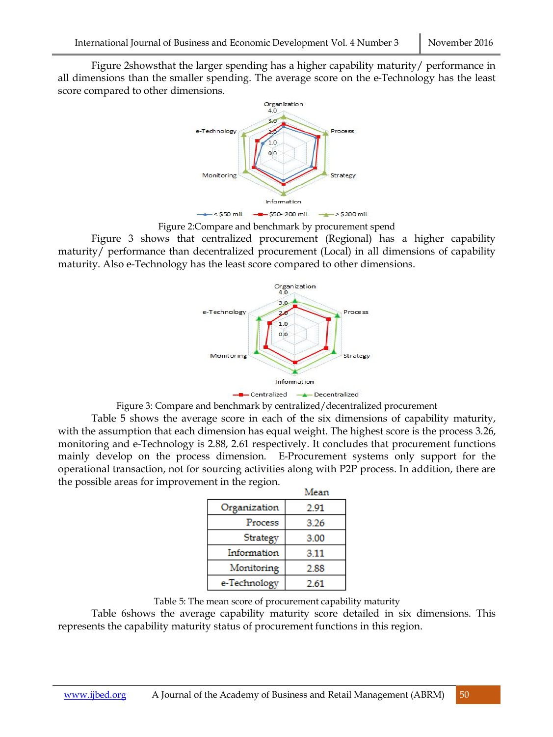Figure 2showsthat the larger spending has a higher capability maturity/ performance in all dimensions than the smaller spending. The average score on the e-Technology has the least score compared to other dimensions.

Figure 2:Compare and benchmark by procurement spend

Figure 3 shows that centralized procurement (Regional) has a higher capability maturity/ performance than decentralized procurement (Local) in all dimensions of capability maturity. Also e-Technology has the least score compared to other dimensions.

Figure 3: Compare and benchmark by centralized/decentralized procurement

Table 5 shows the average score in each of the six dimensions of capability maturity, with the assumption that each dimension has equal weight. The highest score is the process 3.26, monitoring and e-Technology is 2.88, 2.61 respectively. It concludes that procurement functions mainly develop on the process dimension. E-Procurement systems only support for the operational transaction, not for sourcing activities along with P2P process. In addition, there are the possible areas for improvement in the region.

| | Mean |
|---|---|
| Organization | 2.91 |
| Process | 3.26 |
| Strategy | 3.00 |
| Information | 3.11 |
| Monitoring | 2.88 |
| e-Technology | 2.61 |

Table 5: The mean score of procurement capability maturity

Table 6shows the average capability maturity score detailed in six dimensions. This represents the capability maturity status of procurement functions in this region.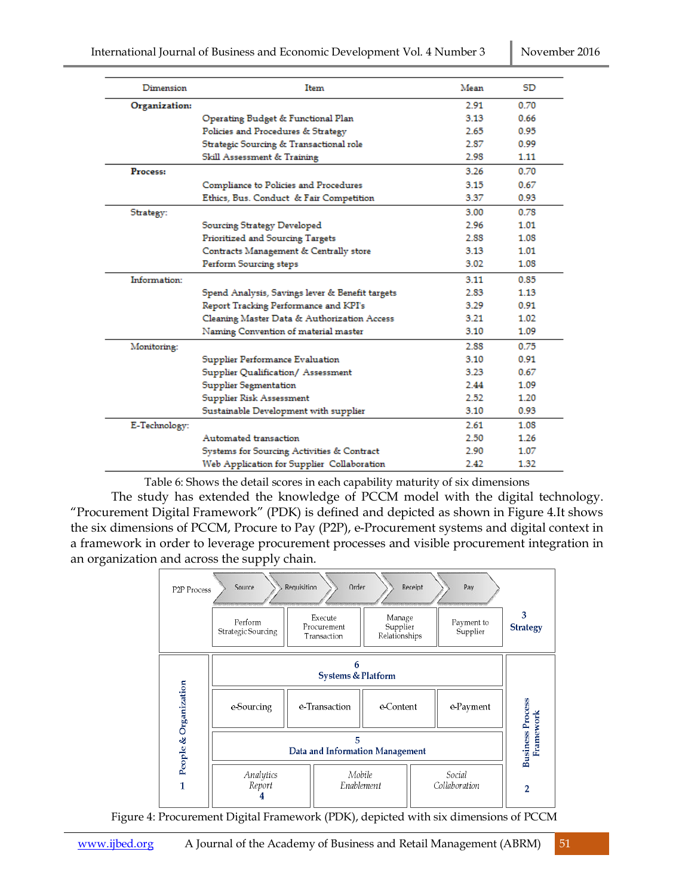| Dimension | Item | Mean | SD |
|---|---|---|---|
| **Organization:** | | 2.91 | 0.70 |
| | Operating Budget & Functional Plan | 3.13 | 0.66 |
| | Policies and Procedures & Strategy | 2.65 | 0.95 |
| | Strategic Sourcing & Transactional role | 2.87 | 0.99 |
| | Skill Assessment & Training | 2.98 | 1.11 |
| **Process:** | | 3.26 | 0.70 |
| | Compliance to Policies and Procedures | 3.15 | 0.67 |
| | Ethics, Bus. Conduct & Fair Competition | 3.37 | 0.93 |
| Strategy: | | 3.00 | 0.78 |
| | Sourcing Strategy Developed | 2.96 | 1.01 |
| | Prioritized and Sourcing Targets | 2.88 | 1.08 |
| | Contracts Management & Centrally store | 3.13 | 1.01 |
| | Perform Sourcing steps | 3.02 | 1.08 |
| Information: | | 3.11 | 0.85 |
| | Spend Analysis, Savings lever & Benefit targets | 2.83 | 1.13 |
| | Report Tracking Performance and KPI's | 3.29 | 0.91 |
| | Cleaning Master Data & Authorization Access | 3.21 | 1.02 |
| | Naming Convention of material master | 3.10 | 1.09 |
| Monitoring: | | 2.88 | 0.75 |
| | Supplier Performance Evaluation | 3.10 | 0.91 |
| | Supplier Qualification/ Assessment | 3.23 | 0.67 |
| | Supplier Segmentation | 2.44 | 1.09 |
| | Supplier Risk Assessment | 2.52 | 1.20 |
| | Sustainable Development with supplier | 3.10 | 0.93 |
| E-Technology: | | 2.61 | 1.08 |
| | Automated transaction | 2.50 | 1.26 |
| | Systems for Sourcing Activities & Contract | 2.90 | 1.07 |
| | Web Application for Supplier Collaboration | 2.42 | 1.32 |

Table 6: Shows the detail scores in each capability maturity of six dimensions

The study has extended the knowledge of PCCM model with the digital technology. "Procurement Digital Framework" (PDK) is defined and depicted as shown in Figure 4.It shows the six dimensions of PCCM, Procure to Pay (P2P), e-Procurement systems and digital context in a framework in order to leverage procurement processes and visible procurement integration in an organization and across the supply chain.

| P2P Process | Source | Requisition | Order | Receipt | Pay |
|---|---|---|---|---|---|
| | Perform Strategic Sourcing | Execute Procurement Transaction | Manage Supplier Relationships | Payment to Supplier | 3 Strategy |
| People & Organization 1 | 6 Systems & Platform | | | | Business Process Framework 2 |
| | e-Sourcing | e-Transaction | e-Content | e-Payment | |
| | 5 Data and Information Management | | | | |
| | *Analytics Report* 4 | *Mobile Enablement* | *Social Collaboration* | | |

Figure 4: Procurement Digital Framework (PDK), depicted with six dimensions of PCCM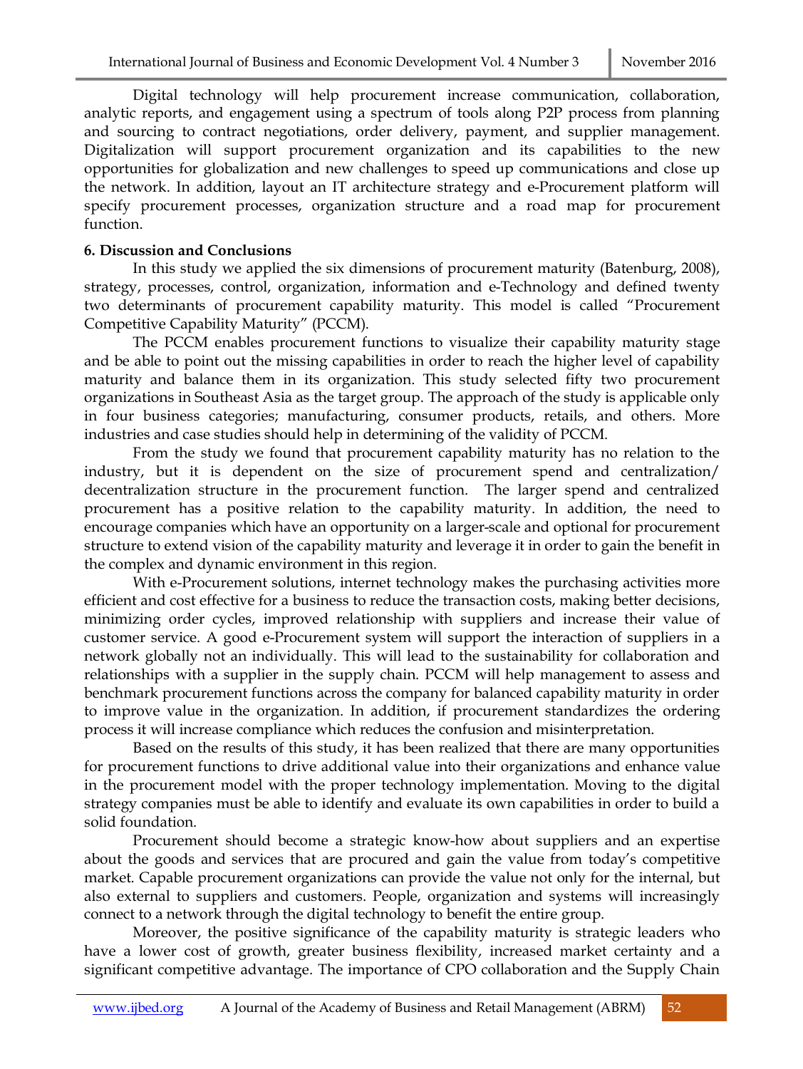Digital technology will help procurement increase communication, collaboration, analytic reports, and engagement using a spectrum of tools along P2P process from planning and sourcing to contract negotiations, order delivery, payment, and supplier management. Digitalization will support procurement organization and its capabilities to the new opportunities for globalization and new challenges to speed up communications and close up the network. In addition, layout an IT architecture strategy and e-Procurement platform will specify procurement processes, organization structure and a road map for procurement function.

**6. Discussion and Conclusions**

In this study we applied the six dimensions of procurement maturity (Batenburg, 2008), strategy, processes, control, organization, information and e-Technology and defined twenty two determinants of procurement capability maturity. This model is called "Procurement Competitive Capability Maturity" (PCCM).

The PCCM enables procurement functions to visualize their capability maturity stage and be able to point out the missing capabilities in order to reach the higher level of capability maturity and balance them in its organization. This study selected fifty two procurement organizations in Southeast Asia as the target group. The approach of the study is applicable only in four business categories; manufacturing, consumer products, retails, and others. More industries and case studies should help in determining of the validity of PCCM.

From the study we found that procurement capability maturity has no relation to the industry, but it is dependent on the size of procurement spend and centralization/ decentralization structure in the procurement function. The larger spend and centralized procurement has a positive relation to the capability maturity. In addition, the need to encourage companies which have an opportunity on a larger-scale and optional for procurement structure to extend vision of the capability maturity and leverage it in order to gain the benefit in the complex and dynamic environment in this region.

With e-Procurement solutions, internet technology makes the purchasing activities more efficient and cost effective for a business to reduce the transaction costs, making better decisions, minimizing order cycles, improved relationship with suppliers and increase their value of customer service. A good e-Procurement system will support the interaction of suppliers in a network globally not an individually. This will lead to the sustainability for collaboration and relationships with a supplier in the supply chain. PCCM will help management to assess and benchmark procurement functions across the company for balanced capability maturity in order to improve value in the organization. In addition, if procurement standardizes the ordering process it will increase compliance which reduces the confusion and misinterpretation.

Based on the results of this study, it has been realized that there are many opportunities for procurement functions to drive additional value into their organizations and enhance value in the procurement model with the proper technology implementation. Moving to the digital strategy companies must be able to identify and evaluate its own capabilities in order to build a solid foundation.

Procurement should become a strategic know-how about suppliers and an expertise about the goods and services that are procured and gain the value from today's competitive market. Capable procurement organizations can provide the value not only for the internal, but also external to suppliers and customers. People, organization and systems will increasingly connect to a network through the digital technology to benefit the entire group.

Moreover, the positive significance of the capability maturity is strategic leaders who have a lower cost of growth, greater business flexibility, increased market certainty and a significant competitive advantage. The importance of CPO collaboration and the Supply Chain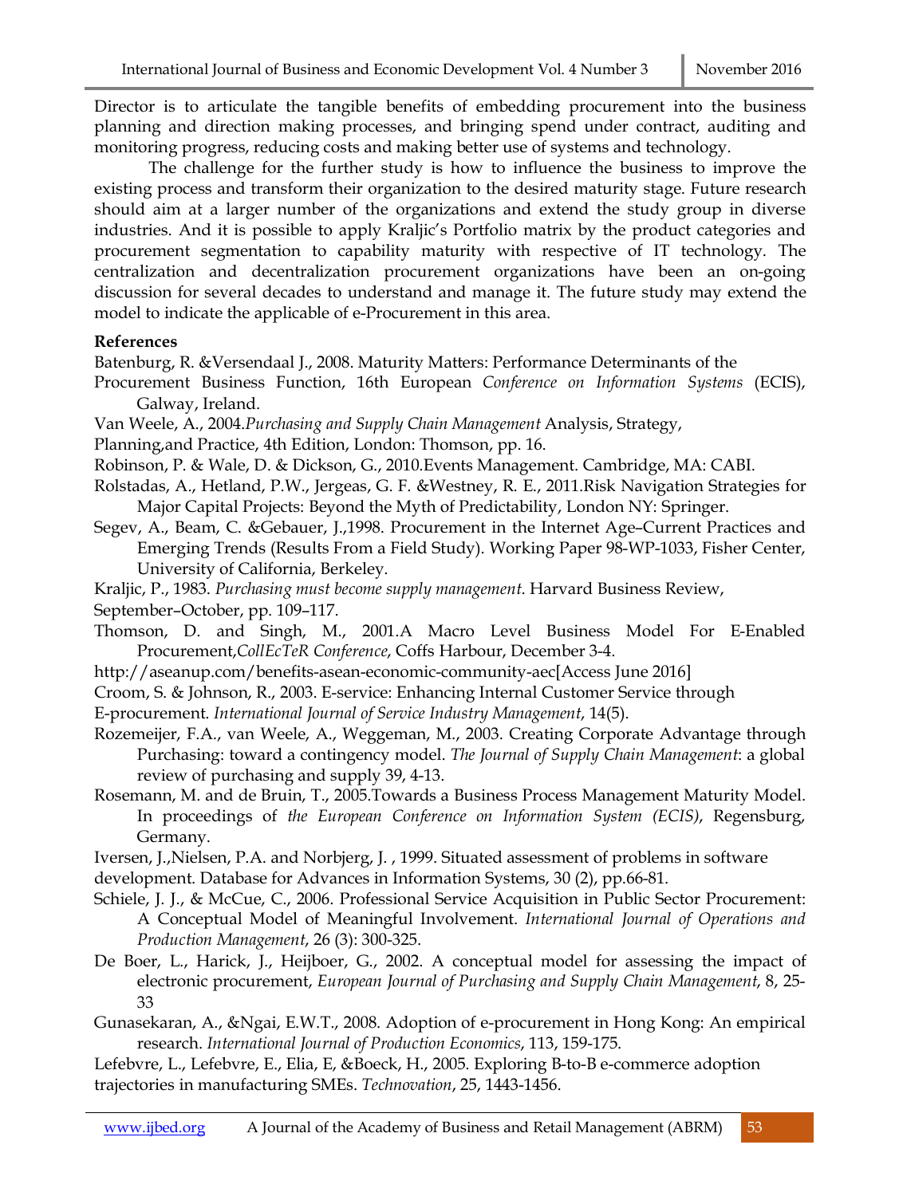Director is to articulate the tangible benefits of embedding procurement into the business planning and direction making processes, and bringing spend under contract, auditing and monitoring progress, reducing costs and making better use of systems and technology.

The challenge for the further study is how to influence the business to improve the existing process and transform their organization to the desired maturity stage. Future research should aim at a larger number of the organizations and extend the study group in diverse industries. And it is possible to apply Kraljic's Portfolio matrix by the product categories and procurement segmentation to capability maturity with respective of IT technology. The centralization and decentralization procurement organizations have been an on-going discussion for several decades to understand and manage it. The future study may extend the model to indicate the applicable of e-Procurement in this area.

**References**

Batenburg, R. &Versendaal J., 2008. Maturity Matters: Performance Determinants of the Procurement Business Function, 16th European *Conference on Information Systems* (ECIS), Galway, Ireland.

Van Weele, A., 2004.*Purchasing and Supply Chain Management* Analysis, Strategy, Planning,and Practice, 4th Edition, London: Thomson, pp. 16.

Robinson, P. & Wale, D. & Dickson, G., 2010.Events Management. Cambridge, MA: CABI.

Rolstadas, A., Hetland, P.W., Jergeas, G. F. &Westney, R. E., 2011.Risk Navigation Strategies for Major Capital Projects: Beyond the Myth of Predictability, London NY: Springer.

Segev, A., Beam, C. &Gebauer, J.,1998. Procurement in the Internet Age–Current Practices and Emerging Trends (Results From a Field Study). Working Paper 98-WP-1033, Fisher Center, University of California, Berkeley.

Kraljic, P., 1983. *Purchasing must become supply management*. Harvard Business Review, September–October, pp. 109–117.

Thomson, D. and Singh, M., 2001.A Macro Level Business Model For E-Enabled Procurement,*CollEcTeR Conference*, Coffs Harbour, December 3-4.

http://aseanup.com/benefits-asean-economic-community-aec[Access June 2016]

Croom, S. & Johnson, R., 2003. E-service: Enhancing Internal Customer Service through E-procurement. *International Journal of Service Industry Management*, 14(5).

Rozemeijer, F.A., van Weele, A., Weggeman, M., 2003. Creating Corporate Advantage through Purchasing: toward a contingency model. *The Journal of Supply Chain Management*: a global review of purchasing and supply 39, 4-13.

Rosemann, M. and de Bruin, T., 2005.Towards a Business Process Management Maturity Model. In proceedings of *the European Conference on Information System (ECIS)*, Regensburg, Germany.

Iversen, J.,Nielsen, P.A. and Norbjerg, J. , 1999. Situated assessment of problems in software development. Database for Advances in Information Systems, 30 (2), pp.66-81.

Schiele, J. J., & McCue, C., 2006. Professional Service Acquisition in Public Sector Procurement: A Conceptual Model of Meaningful Involvement. *International Journal of Operations and Production Management*, 26 (3): 300-325.

De Boer, L., Harick, J., Heijboer, G., 2002. A conceptual model for assessing the impact of electronic procurement, *European Journal of Purchasing and Supply Chain Management*, 8, 25-33

Gunasekaran, A., &Ngai, E.W.T., 2008. Adoption of e-procurement in Hong Kong: An empirical research. *International Journal of Production Economics*, 113, 159-175.

Lefebvre, L., Lefebvre, E., Elia, E, &Boeck, H., 2005. Exploring B-to-B e-commerce adoption trajectories in manufacturing SMEs. *Technovation*, 25, 1443-1456.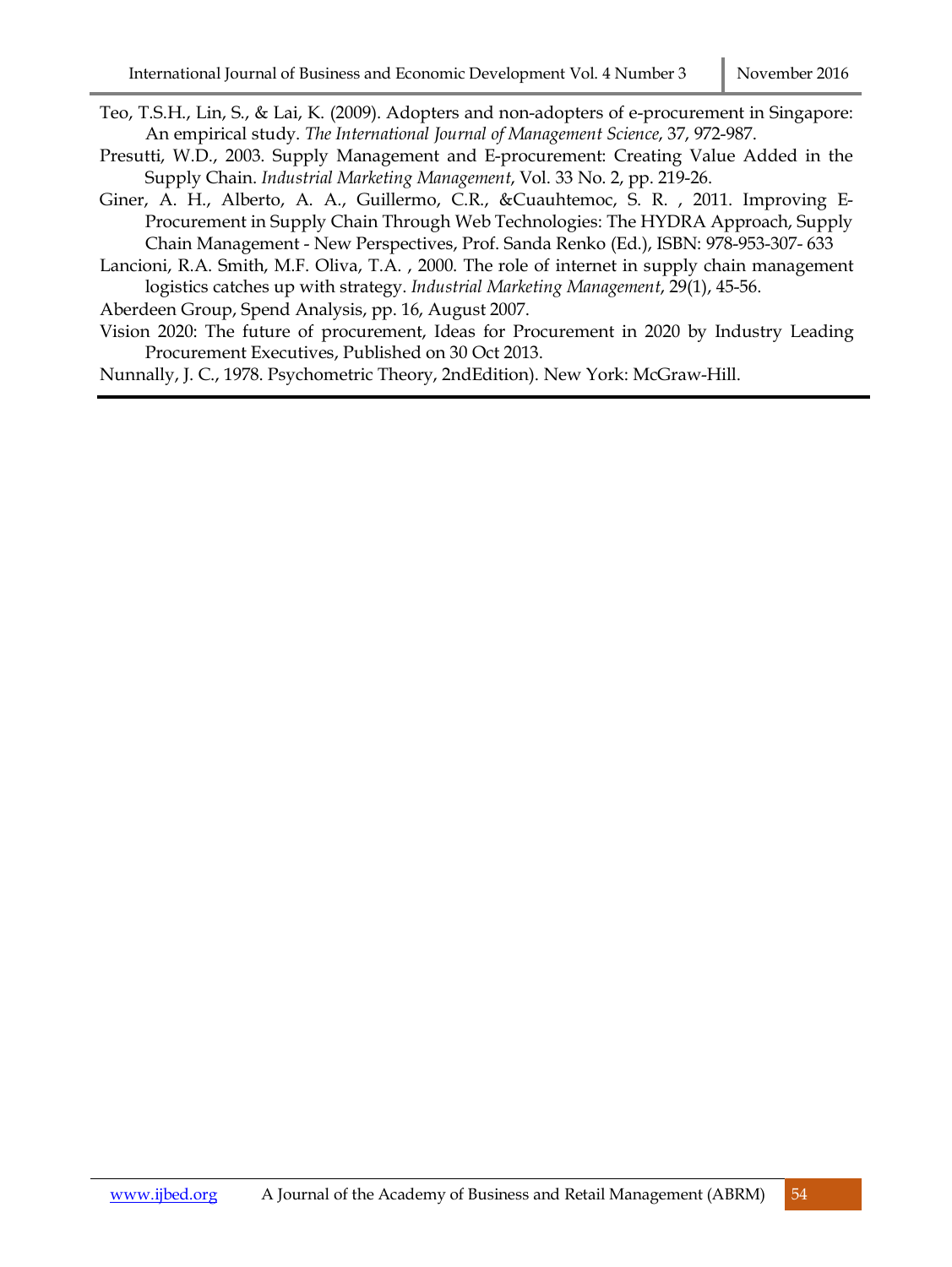Teo, T.S.H., Lin, S., & Lai, K. (2009). Adopters and non-adopters of e-procurement in Singapore: An empirical study. *The International Journal of Management Science*, 37, 972-987.

Presutti, W.D., 2003. Supply Management and E-procurement: Creating Value Added in the Supply Chain. *Industrial Marketing Management*, Vol. 33 No. 2, pp. 219-26.

Giner, A. H., Alberto, A. A., Guillermo, C.R., &Cuauhtemoc, S. R. , 2011. Improving E-Procurement in Supply Chain Through Web Technologies: The HYDRA Approach, Supply Chain Management - New Perspectives, Prof. Sanda Renko (Ed.), ISBN: 978-953-307- 633

Lancioni, R.A. Smith, M.F. Oliva, T.A. , 2000. The role of internet in supply chain management logistics catches up with strategy. *Industrial Marketing Management*, 29(1), 45-56.

Aberdeen Group, Spend Analysis, pp. 16, August 2007.

Vision 2020: The future of procurement, Ideas for Procurement in 2020 by Industry Leading Procurement Executives, Published on 30 Oct 2013.

Nunnally, J. C., 1978. Psychometric Theory, 2ndEdition). New York: McGraw-Hill.